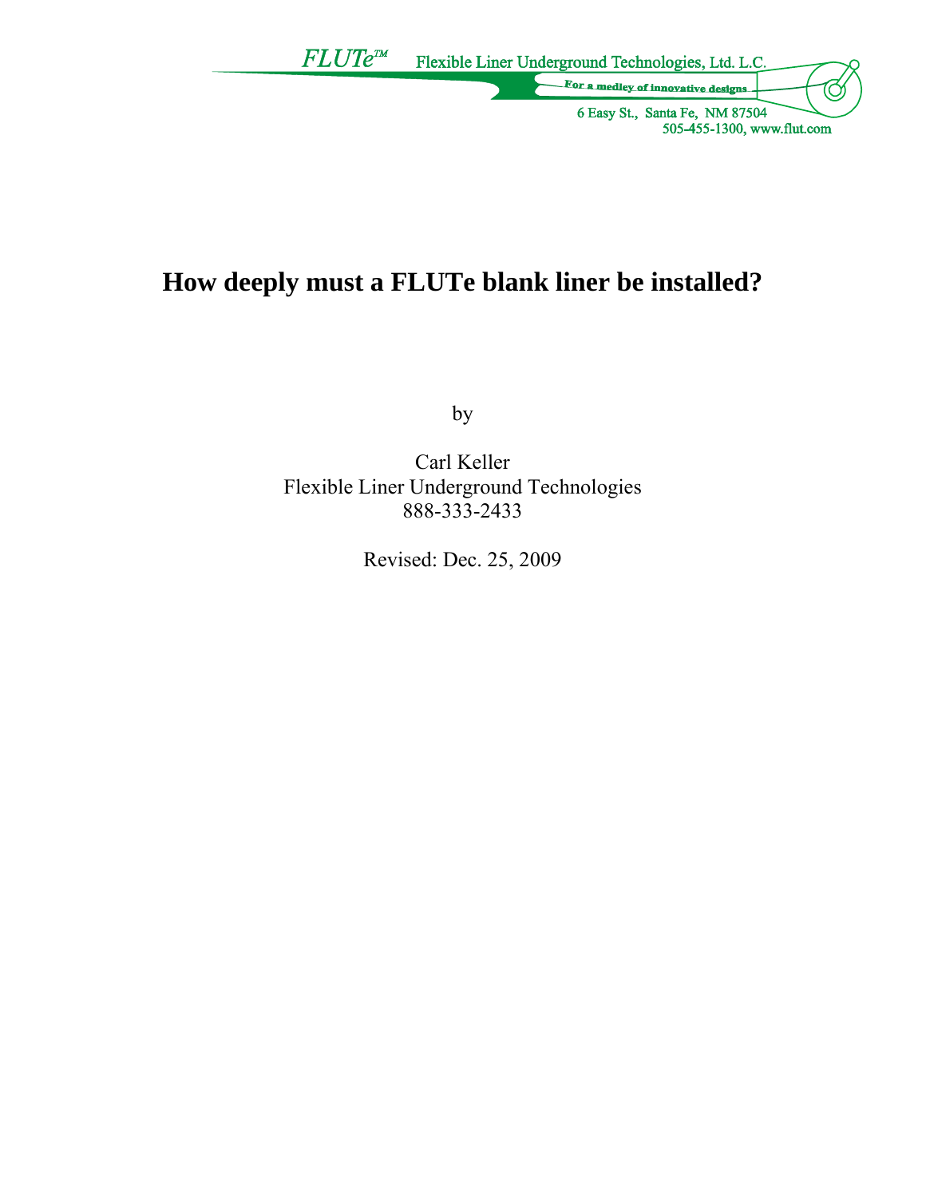FLUTe™ Flexible Liner Underground Technologies, Ltd. L.C.

For a medley of innovative designs

6 Easy St., Santa Fe, NM 87504
505-455-1300, www.flut.com

# How deeply must a FLUTe blank liner be installed?

by

Carl Keller
Flexible Liner Underground Technologies
888-333-2433

Revised: Dec. 25, 2009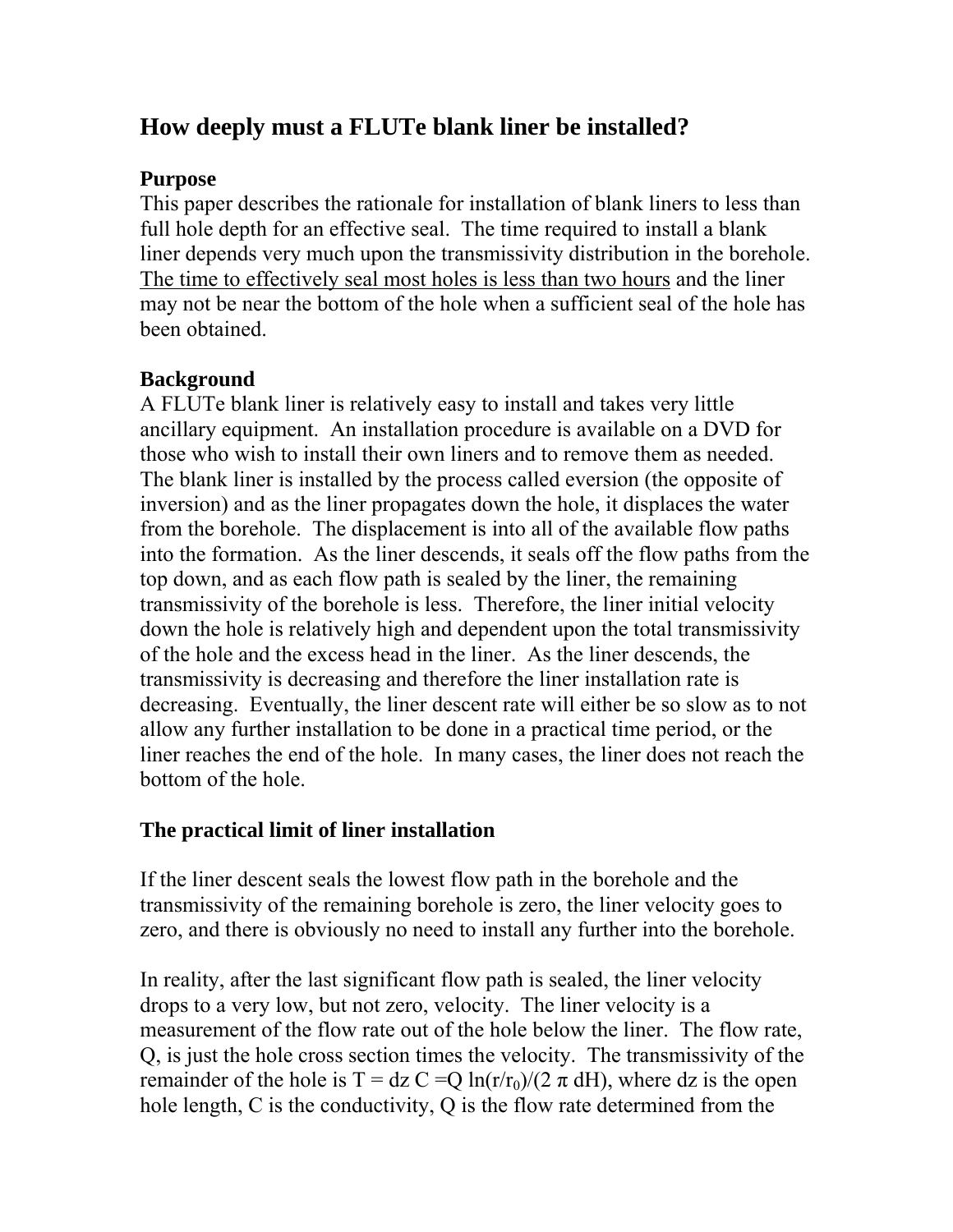# How deeply must a FLUTe blank liner be installed?

## Purpose

This paper describes the rationale for installation of blank liners to less than full hole depth for an effective seal. The time required to install a blank liner depends very much upon the transmissivity distribution in the borehole. <u>The time to effectively seal most holes is less than two hours</u> and the liner may not be near the bottom of the hole when a sufficient seal of the hole has been obtained.

## Background

A FLUTe blank liner is relatively easy to install and takes very little ancillary equipment. An installation procedure is available on a DVD for those who wish to install their own liners and to remove them as needed. The blank liner is installed by the process called eversion (the opposite of inversion) and as the liner propagates down the hole, it displaces the water from the borehole. The displacement is into all of the available flow paths into the formation. As the liner descends, it seals off the flow paths from the top down, and as each flow path is sealed by the liner, the remaining transmissivity of the borehole is less. Therefore, the liner initial velocity down the hole is relatively high and dependent upon the total transmissivity of the hole and the excess head in the liner. As the liner descends, the transmissivity is decreasing and therefore the liner installation rate is decreasing. Eventually, the liner descent rate will either be so slow as to not allow any further installation to be done in a practical time period, or the liner reaches the end of the hole. In many cases, the liner does not reach the bottom of the hole.

## The practical limit of liner installation

If the liner descent seals the lowest flow path in the borehole and the transmissivity of the remaining borehole is zero, the liner velocity goes to zero, and there is obviously no need to install any further into the borehole.

In reality, after the last significant flow path is sealed, the liner velocity drops to a very low, but not zero, velocity. The liner velocity is a measurement of the flow rate out of the hole below the liner. The flow rate, Q, is just the hole cross section times the velocity. The transmissivity of the remainder of the hole is $T = dz\ C = Q \ln(r/r_0)/(2\ \pi\ dH)$, where dz is the open hole length, C is the conductivity, Q is the flow rate determined from the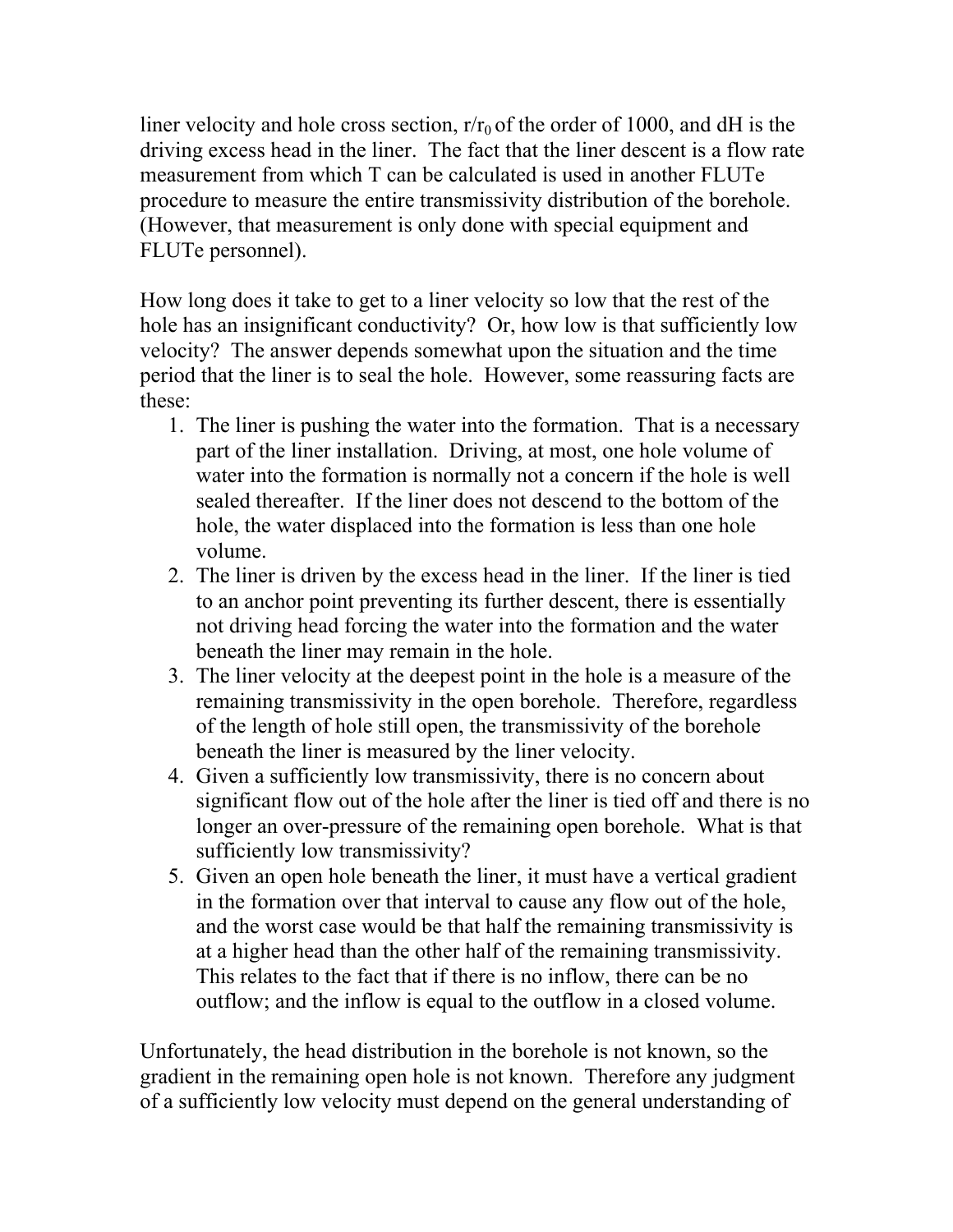liner velocity and hole cross section, $r/r_0$ of the order of 1000, and dH is the driving excess head in the liner. The fact that the liner descent is a flow rate measurement from which T can be calculated is used in another FLUTe procedure to measure the entire transmissivity distribution of the borehole. (However, that measurement is only done with special equipment and FLUTe personnel).

How long does it take to get to a liner velocity so low that the rest of the hole has an insignificant conductivity? Or, how low is that sufficiently low velocity? The answer depends somewhat upon the situation and the time period that the liner is to seal the hole. However, some reassuring facts are these:

1. The liner is pushing the water into the formation. That is a necessary part of the liner installation. Driving, at most, one hole volume of water into the formation is normally not a concern if the hole is well sealed thereafter. If the liner does not descend to the bottom of the hole, the water displaced into the formation is less than one hole volume.
2. The liner is driven by the excess head in the liner. If the liner is tied to an anchor point preventing its further descent, there is essentially not driving head forcing the water into the formation and the water beneath the liner may remain in the hole.
3. The liner velocity at the deepest point in the hole is a measure of the remaining transmissivity in the open borehole. Therefore, regardless of the length of hole still open, the transmissivity of the borehole beneath the liner is measured by the liner velocity.
4. Given a sufficiently low transmissivity, there is no concern about significant flow out of the hole after the liner is tied off and there is no longer an over-pressure of the remaining open borehole. What is that sufficiently low transmissivity?
5. Given an open hole beneath the liner, it must have a vertical gradient in the formation over that interval to cause any flow out of the hole, and the worst case would be that half the remaining transmissivity is at a higher head than the other half of the remaining transmissivity. This relates to the fact that if there is no inflow, there can be no outflow; and the inflow is equal to the outflow in a closed volume.

Unfortunately, the head distribution in the borehole is not known, so the gradient in the remaining open hole is not known. Therefore any judgment of a sufficiently low velocity must depend on the general understanding of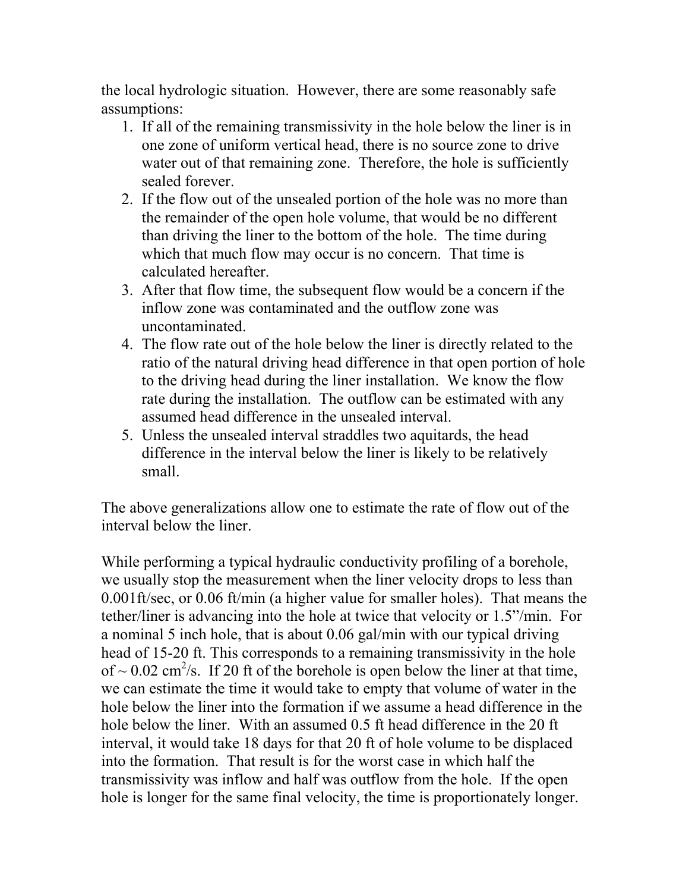the local hydrologic situation. However, there are some reasonably safe assumptions:

1. If all of the remaining transmissivity in the hole below the liner is in one zone of uniform vertical head, there is no source zone to drive water out of that remaining zone. Therefore, the hole is sufficiently sealed forever.
2. If the flow out of the unsealed portion of the hole was no more than the remainder of the open hole volume, that would be no different than driving the liner to the bottom of the hole. The time during which that much flow may occur is no concern. That time is calculated hereafter.
3. After that flow time, the subsequent flow would be a concern if the inflow zone was contaminated and the outflow zone was uncontaminated.
4. The flow rate out of the hole below the liner is directly related to the ratio of the natural driving head difference in that open portion of hole to the driving head during the liner installation. We know the flow rate during the installation. The outflow can be estimated with any assumed head difference in the unsealed interval.
5. Unless the unsealed interval straddles two aquitards, the head difference in the interval below the liner is likely to be relatively small.

The above generalizations allow one to estimate the rate of flow out of the interval below the liner.

While performing a typical hydraulic conductivity profiling of a borehole, we usually stop the measurement when the liner velocity drops to less than 0.001ft/sec, or 0.06 ft/min (a higher value for smaller holes). That means the tether/liner is advancing into the hole at twice that velocity or 1.5”/min. For a nominal 5 inch hole, that is about 0.06 gal/min with our typical driving head of 15-20 ft. This corresponds to a remaining transmissivity in the hole of ~ 0.02 $cm^2/s$. If 20 ft of the borehole is open below the liner at that time, we can estimate the time it would take to empty that volume of water in the hole below the liner into the formation if we assume a head difference in the hole below the liner. With an assumed 0.5 ft head difference in the 20 ft interval, it would take 18 days for that 20 ft of hole volume to be displaced into the formation. That result is for the worst case in which half the transmissivity was inflow and half was outflow from the hole. If the open hole is longer for the same final velocity, the time is proportionately longer.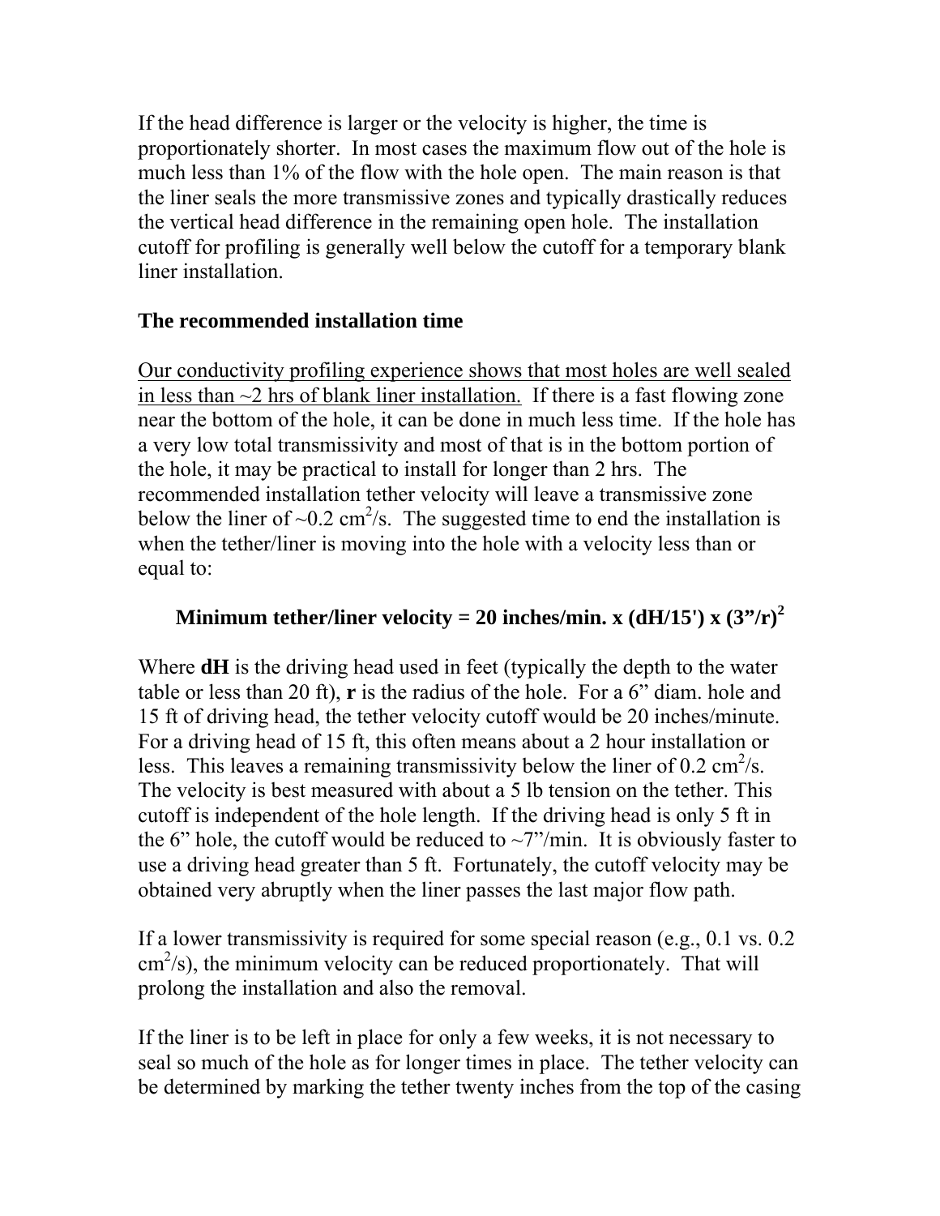If the head difference is larger or the velocity is higher, the time is proportionately shorter. In most cases the maximum flow out of the hole is much less than 1% of the flow with the hole open. The main reason is that the liner seals the more transmissive zones and typically drastically reduces the vertical head difference in the remaining open hole. The installation cutoff for profiling is generally well below the cutoff for a temporary blank liner installation.

**The recommended installation time**

<u>Our conductivity profiling experience shows that most holes are well sealed in less than ~2 hrs of blank liner installation.</u> If there is a fast flowing zone near the bottom of the hole, it can be done in much less time. If the hole has a very low total transmissivity and most of that is in the bottom portion of the hole, it may be practical to install for longer than 2 hrs. The recommended installation tether velocity will leave a transmissive zone below the liner of ~0.2 $cm^2/s$. The suggested time to end the installation is when the tether/liner is moving into the hole with a velocity less than or equal to:

$$\textbf{Minimum tether/liner velocity} = 20 \text{ inches/min.} \times (dH/15') \times (3''/r)^2$$

Where **dH** is the driving head used in feet (typically the depth to the water table or less than 20 ft), **r** is the radius of the hole. For a 6" diam. hole and 15 ft of driving head, the tether velocity cutoff would be 20 inches/minute. For a driving head of 15 ft, this often means about a 2 hour installation or less. This leaves a remaining transmissivity below the liner of 0.2 $cm^2/s$. The velocity is best measured with about a 5 lb tension on the tether. This cutoff is independent of the hole length. If the driving head is only 5 ft in the 6" hole, the cutoff would be reduced to ~7"/min. It is obviously faster to use a driving head greater than 5 ft. Fortunately, the cutoff velocity may be obtained very abruptly when the liner passes the last major flow path.

If a lower transmissivity is required for some special reason (e.g., 0.1 vs. 0.2 $cm^2/s$), the minimum velocity can be reduced proportionately. That will prolong the installation and also the removal.

If the liner is to be left in place for only a few weeks, it is not necessary to seal so much of the hole as for longer times in place. The tether velocity can be determined by marking the tether twenty inches from the top of the casing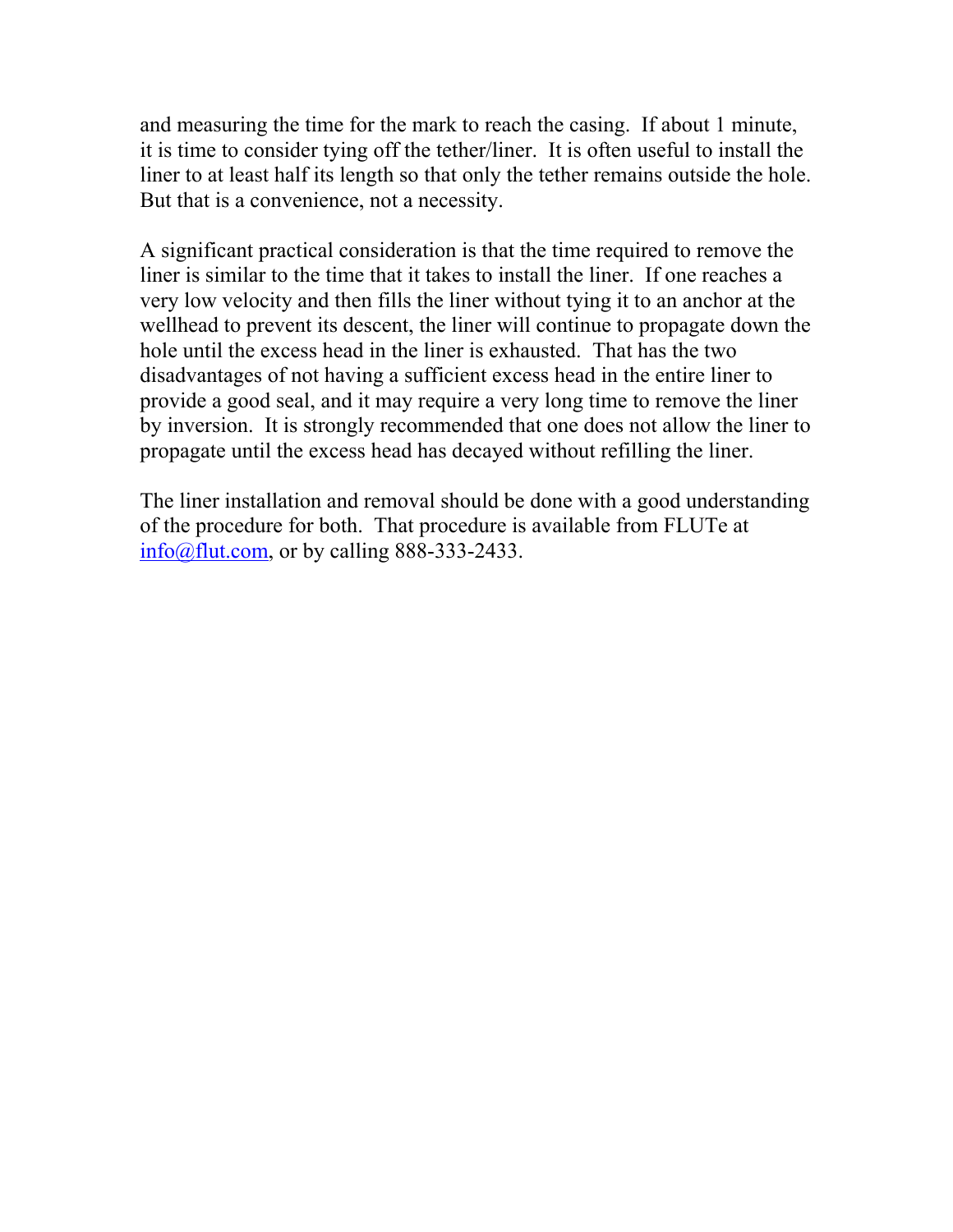and measuring the time for the mark to reach the casing. If about 1 minute, it is time to consider tying off the tether/liner. It is often useful to install the liner to at least half its length so that only the tether remains outside the hole. But that is a convenience, not a necessity.

A significant practical consideration is that the time required to remove the liner is similar to the time that it takes to install the liner. If one reaches a very low velocity and then fills the liner without tying it to an anchor at the wellhead to prevent its descent, the liner will continue to propagate down the hole until the excess head in the liner is exhausted. That has the two disadvantages of not having a sufficient excess head in the entire liner to provide a good seal, and it may require a very long time to remove the liner by inversion. It is strongly recommended that one does not allow the liner to propagate until the excess head has decayed without refilling the liner.

The liner installation and removal should be done with a good understanding of the procedure for both. That procedure is available from FLUTe at [info@flut.com](mailto:info@flut.com), or by calling 888-333-2433.